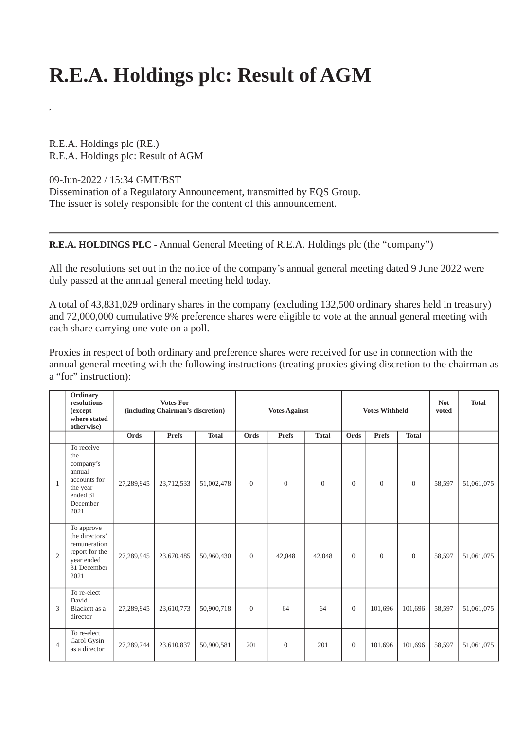# R.E.A. Holdings plc: Result of AGM

,

R.E.A. Holdings plc (RE.)
R.E.A. Holdings plc: Result of AGM

09-Jun-2022 / 15:34 GMT/BST
Dissemination of a Regulatory Announcement, transmitted by EQS Group.
The issuer is solely responsible for the content of this announcement.

---

**R.E.A. HOLDINGS PLC** - Annual General Meeting of R.E.A. Holdings plc (the "company")

All the resolutions set out in the notice of the company's annual general meeting dated 9 June 2022 were duly passed at the annual general meeting held today.

A total of 43,831,029 ordinary shares in the company (excluding 132,500 ordinary shares held in treasury) and 72,000,000 cumulative 9% preference shares were eligible to vote at the annual general meeting with each share carrying one vote on a poll.

Proxies in respect of both ordinary and preference shares were received for use in connection with the annual general meeting with the following instructions (treating proxies giving discretion to the chairman as a "for" instruction):

| | Ordinary resolutions (except where stated otherwise) | Votes For (including Chairman's discretion) | | | Votes Against | | | Votes Withheld | | | Not voted | Total |
|---|---|---|---|---|---|---|---|---|---|---|---|---|
| | | Ords | Prefs | Total | Ords | Prefs | Total | Ords | Prefs | Total | | |
| 1 | To receive the company's annual accounts for the year ended 31 December 2021 | 27,289,945 | 23,712,533 | 51,002,478 | 0 | 0 | 0 | 0 | 0 | 0 | 58,597 | 51,061,075 |
| 2 | To approve the directors' remuneration report for the year ended 31 December 2021 | 27,289,945 | 23,670,485 | 50,960,430 | 0 | 42,048 | 42,048 | 0 | 0 | 0 | 58,597 | 51,061,075 |
| 3 | To re-elect David Blackett as a director | 27,289,945 | 23,610,773 | 50,900,718 | 0 | 64 | 64 | 0 | 101,696 | 101,696 | 58,597 | 51,061,075 |
| 4 | To re-elect Carol Gysin as a director | 27,289,744 | 23,610,837 | 50,900,581 | 201 | 0 | 201 | 0 | 101,696 | 101,696 | 58,597 | 51,061,075 |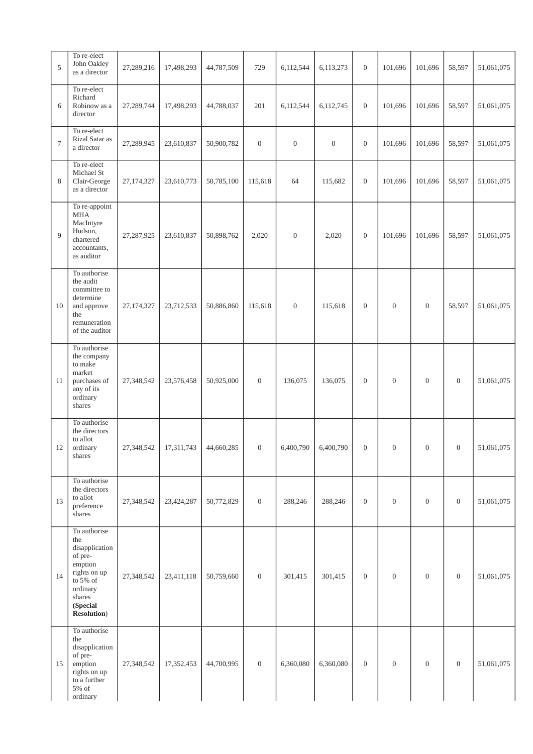| 5 | To re-elect John Oakley as a director | 27,289,216 | 17,498,293 | 44,787,509 | 729 | 6,112,544 | 6,113,273 | 0 | 101,696 | 101,696 | 58,597 | 51,061,075 |
|---|---|---|---|---|---|---|---|---|---|---|---|---|
| 6 | To re-elect Richard Robinow as a director | 27,289,744 | 17,498,293 | 44,788,037 | 201 | 6,112,544 | 6,112,745 | 0 | 101,696 | 101,696 | 58,597 | 51,061,075 |
| 7 | To re-elect Rizal Satar as a director | 27,289,945 | 23,610,837 | 50,900,782 | 0 | 0 | 0 | 0 | 101,696 | 101,696 | 58,597 | 51,061,075 |
| 8 | To re-elect Michael St Clair-George as a director | 27,174,327 | 23,610,773 | 50,785,100 | 115,618 | 64 | 115,682 | 0 | 101,696 | 101,696 | 58,597 | 51,061,075 |
| 9 | To re-appoint MHA MacIntyre Hudson, chartered accountants, as auditor | 27,287,925 | 23,610,837 | 50,898,762 | 2,020 | 0 | 2,020 | 0 | 101,696 | 101,696 | 58,597 | 51,061,075 |
| 10 | To authorise the audit committee to determine and approve the remuneration of the auditor | 27,174,327 | 23,712,533 | 50,886,860 | 115,618 | 0 | 115,618 | 0 | 0 | 0 | 58,597 | 51,061,075 |
| 11 | To authorise the company to make market purchases of any of its ordinary shares | 27,348,542 | 23,576,458 | 50,925,000 | 0 | 136,075 | 136,075 | 0 | 0 | 0 | 0 | 51,061,075 |
| 12 | To authorise the directors to allot ordinary shares | 27,348,542 | 17,311,743 | 44,660,285 | 0 | 6,400,790 | 6,400,790 | 0 | 0 | 0 | 0 | 51,061,075 |
| 13 | To authorise the directors to allot preference shares | 27,348,542 | 23,424,287 | 50,772,829 | 0 | 288,246 | 288,246 | 0 | 0 | 0 | 0 | 51,061,075 |
| 14 | To authorise the disapplication of pre-emption rights on up to 5% of ordinary shares **(Special Resolution)** | 27,348,542 | 23,411,118 | 50,759,660 | 0 | 301,415 | 301,415 | 0 | 0 | 0 | 0 | 51,061,075 |
| 15 | To authorise the disapplication of pre-emption rights on up to a further 5% of ordinary | 27,348,542 | 17,352,453 | 44,700,995 | 0 | 6,360,080 | 6,360,080 | 0 | 0 | 0 | 0 | 51,061,075 |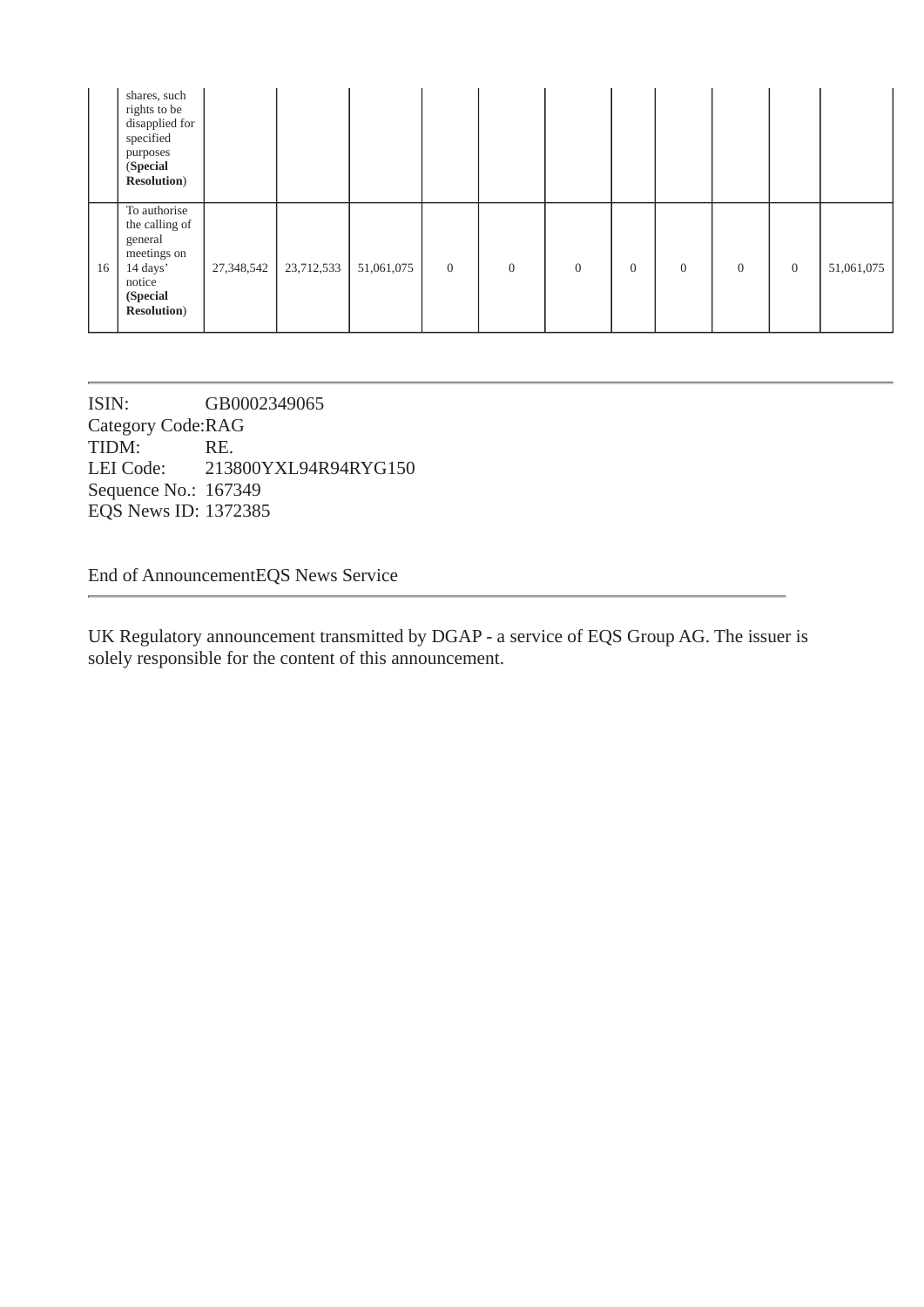| | | | | | | | | | | | | |
|---|---|---|---|---|---|---|---|---|---|---|---|---|
| | shares, such rights to be disapplied for specified purposes (**Special Resolution**) | | | | | | | | | | | |
| 16 | To authorise the calling of general meetings on 14 days' notice **(Special Resolution**) | 27,348,542 | 23,712,533 | 51,061,075 | 0 | 0 | 0 | 0 | 0 | 0 | 0 | 51,061,075 |

---

ISIN: GB0002349065
Category Code:RAG
TIDM: RE.
LEI Code: 213800YXL94R94RYG150
Sequence No.: 167349
EQS News ID: 1372385

End of AnnouncementEQS News Service

---

UK Regulatory announcement transmitted by DGAP - a service of EQS Group AG. The issuer is solely responsible for the content of this announcement.